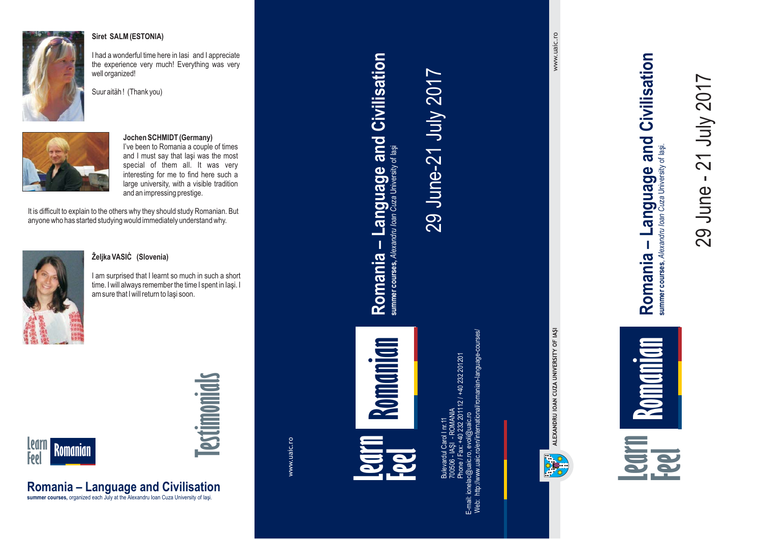**Siret SALM (ESTONIA)**

I had a wonderful time here in Iasi and I appreciate the experience very much! Everything was very well organized!

Suur aitäh ! (Thank you)

**Jochen SCHMIDT (Germany)**

I've been to Romania a couple of times and I must say that Iaşi was the most special of them all. It was very interesting for me to find here such a large university, with a visible tradition and an impressing prestige.

It is difficult to explain to the others why they should study Romanian. But anyone who has started studying would immediately understand why.

**Željka VASIĆ (Slovenia)**

I am surprised that I learnt so much in such a short time. I will always remember the time I spent in Iaşi. I am sure that I will return to Iaşi soon.

# Testimonials

Learn Feel Romanian

## Romania – Language and Civilisation

**summer courses,** organized each July at the Alexandru Ioan Cuza University of Iaşi.

www.uaic.ro

Learn Feel Romanian

## Romania – Language and Civilisation

**summer courses**, *Alexandru Ioan Cuza* University of Iaşi

29 June-21 July 2017

Bulevardul Carol I nr.11
700506 - IAŞI - ROMANIA
Phone / Fax: +40 232 201112 / +40 232 201201
E-mail: ionelac@uaic.ro, evoli@uaic.ro
Web: http://www.uaic.ro/en/international/romanian-language-courses/

www.uaic.ro

ALEXANDRU IOAN CUZA UNIVERSITY OF IAŞI

## Romania – Language and Civilisation

**summer courses**, *Alexandru Ioan Cuza* University of Iaşi.

29 June - 21 July 2017

Learn Feel Romanian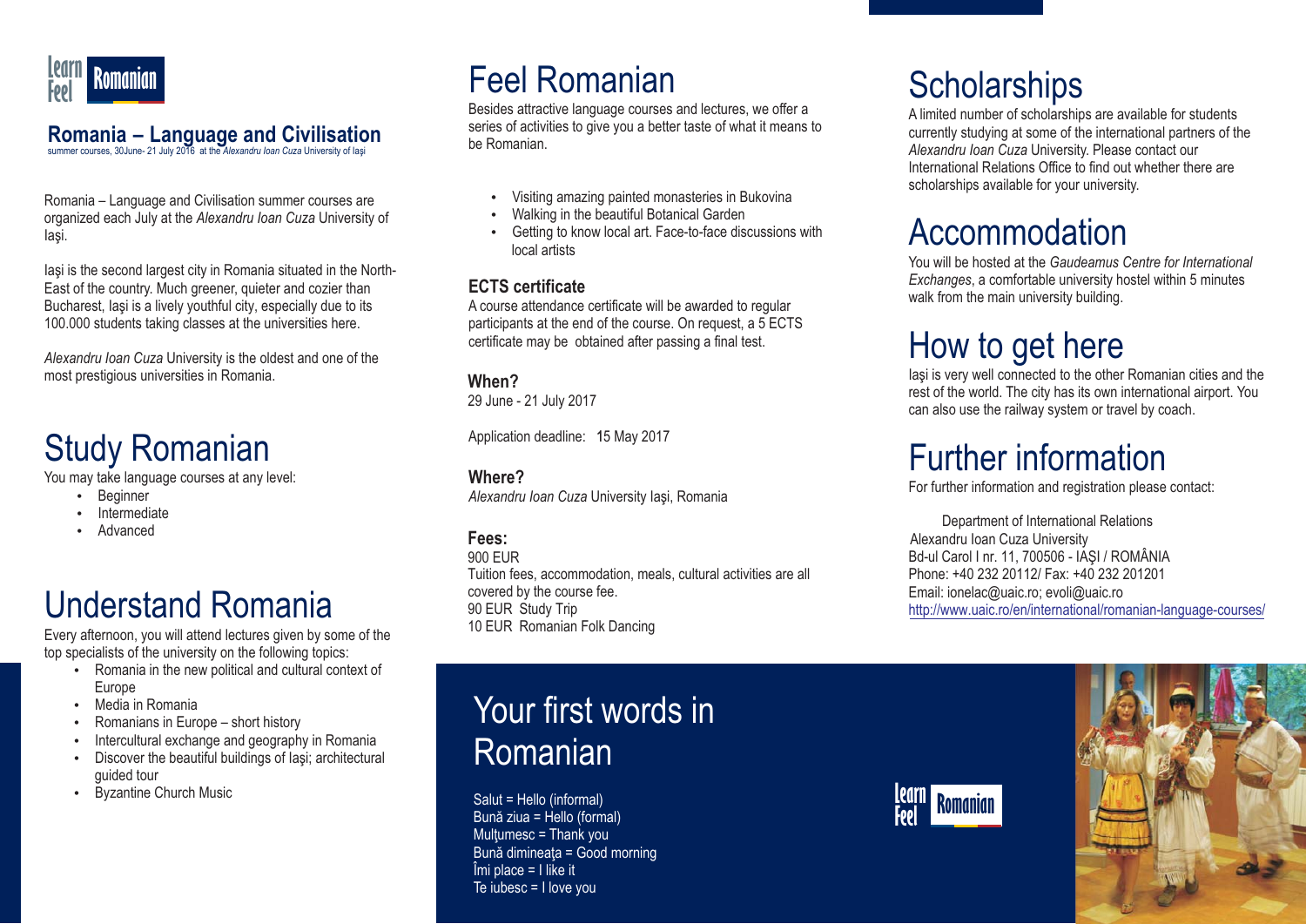Learn Feel Romanian

## Romania – Language and Civilisation

summer courses, 30June- 21 July 2016 at the *Alexandru Ioan Cuza* University of Iaşi

Romania – Language and Civilisation summer courses are organized each July at the *Alexandru Ioan Cuza* University of Iaşi.

Iaşi is the second largest city in Romania situated in the North-East of the country. Much greener, quieter and cozier than Bucharest, Iaşi is a lively youthful city, especially due to its 100.000 students taking classes at the universities here.

*Alexandru Ioan Cuza* University is the oldest and one of the most prestigious universities in Romania.

# Study Romanian

You may take language courses at any level:

- Beginner
- Intermediate
- Advanced

# Understand Romania

Every afternoon, you will attend lectures given by some of the top specialists of the university on the following topics:

- Romania in the new political and cultural context of Europe
- Media in Romania
- Romanians in Europe – short history
- Intercultural exchange and geography in Romania
- Discover the beautiful buildings of Iaşi; architectural guided tour
- Byzantine Church Music

# Feel Romanian

Besides attractive language courses and lectures, we offer a series of activities to give you a better taste of what it means to be Romanian.

- Visiting amazing painted monasteries in Bukovina
- Walking in the beautiful Botanical Garden
- Getting to know local art. Face-to-face discussions with local artists

### ECTS certificate

A course attendance certificate will be awarded to regular participants at the end of the course. On request, a 5 ECTS certificate may be obtained after passing a final test.

### When?

29 June - 21 July 2017

Application deadline: 15 May 2017

### Where?

*Alexandru Ioan Cuza* University Iaşi, Romania

### Fees:

900 EUR
Tuition fees, accommodation, meals, cultural activities are all covered by the course fee.
90 EUR Study Trip
10 EUR Romanian Folk Dancing

# Your first words in Romanian

Salut = Hello (informal)
Bună ziua = Hello (formal)
Mulţumesc = Thank you
Bună dimineaţa = Good morning
Îmi place = I like it
Te iubesc = I love you

# Scholarships

A limited number of scholarships are available for students currently studying at some of the international partners of the *Alexandru Ioan Cuza* University. Please contact our International Relations Office to find out whether there are scholarships available for your university.

# Accommodation

You will be hosted at the *Gaudeamus Centre for International Exchanges*, a comfortable university hostel within 5 minutes walk from the main university building.

# How to get here

Iaşi is very well connected to the other Romanian cities and the rest of the world. The city has its own international airport. You can also use the railway system or travel by coach.

# Further information

For further information and registration please contact:

Department of International Relations
Alexandru Ioan Cuza University
Bd-ul Carol I nr. 11, 700506 - IAŞI / ROMÂNIA
Phone: +40 232 20112/ Fax: +40 232 201201
Email: ionelac@uaic.ro; evoli@uaic.ro
http://www.uaic.ro/en/international/romanian-language-courses/

Learn Feel Romanian